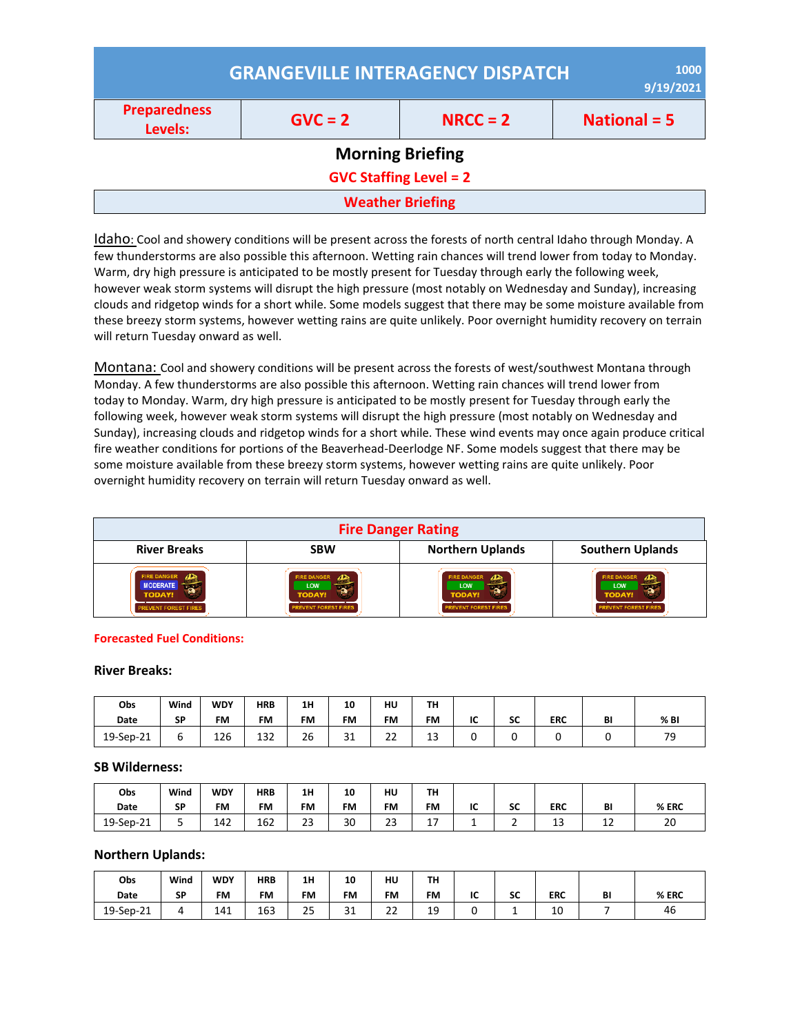# GRANGEVILLE INTERAGENCY DISPATCH

1000
9/19/2021

| Preparedness Levels: | GVC = 2 | NRCC = 2 | National = 5 |
|---|---|---|---|

## Morning Briefing

**GVC Staffing Level = 2**

### Weather Briefing

Idaho: Cool and showery conditions will be present across the forests of north central Idaho through Monday. A few thunderstorms are also possible this afternoon. Wetting rain chances will trend lower from today to Monday. Warm, dry high pressure is anticipated to be mostly present for Tuesday through early the following week, however weak storm systems will disrupt the high pressure (most notably on Wednesday and Sunday), increasing clouds and ridgetop winds for a short while. Some models suggest that there may be some moisture available from these breezy storm systems, however wetting rains are quite unlikely. Poor overnight humidity recovery on terrain will return Tuesday onward as well.

Montana: Cool and showery conditions will be present across the forests of west/southwest Montana through Monday. A few thunderstorms are also possible this afternoon. Wetting rain chances will trend lower from today to Monday. Warm, dry high pressure is anticipated to be mostly present for Tuesday through early the following week, however weak storm systems will disrupt the high pressure (most notably on Wednesday and Sunday), increasing clouds and ridgetop winds for a short while. These wind events may once again produce critical fire weather conditions for portions of the Beaverhead-Deerlodge NF. Some models suggest that there may be some moisture available from these breezy storm systems, however wetting rains are quite unlikely. Poor overnight humidity recovery on terrain will return Tuesday onward as well.

### Fire Danger Rating

| River Breaks | SBW | Northern Uplands | Southern Uplands |
|---|---|---|---|
| FIRE DANGER MODERATE TODAY! PREVENT FOREST FIRES | FIRE DANGER LOW TODAY! PREVENT FOREST FIRES | FIRE DANGER LOW TODAY! PREVENT FOREST FIRES | FIRE DANGER LOW TODAY! PREVENT FOREST FIRES |

**Forecasted Fuel Conditions:**

**River Breaks:**

| Obs Date | Wind SP | WDY FM | HRB FM | 1H FM | 10 FM | HU FM | TH FM | IC | SC | ERC | BI | % BI |
|---|---|---|---|---|---|---|---|---|---|---|---|---|
| 19-Sep-21 | 6 | 126 | 132 | 26 | 31 | 22 | 13 | 0 | 0 | 0 | 0 | 79 |

**SB Wilderness:**

| Obs Date | Wind SP | WDY FM | HRB FM | 1H FM | 10 FM | HU FM | TH FM | IC | SC | ERC | BI | % ERC |
|---|---|---|---|---|---|---|---|---|---|---|---|---|
| 19-Sep-21 | 5 | 142 | 162 | 23 | 30 | 23 | 17 | 1 | 2 | 13 | 12 | 20 |

**Northern Uplands:**

| Obs Date | Wind SP | WDY FM | HRB FM | 1H FM | 10 FM | HU FM | TH FM | IC | SC | ERC | BI | % ERC |
|---|---|---|---|---|---|---|---|---|---|---|---|---|
| 19-Sep-21 | 4 | 141 | 163 | 25 | 31 | 22 | 19 | 0 | 1 | 10 | 7 | 46 |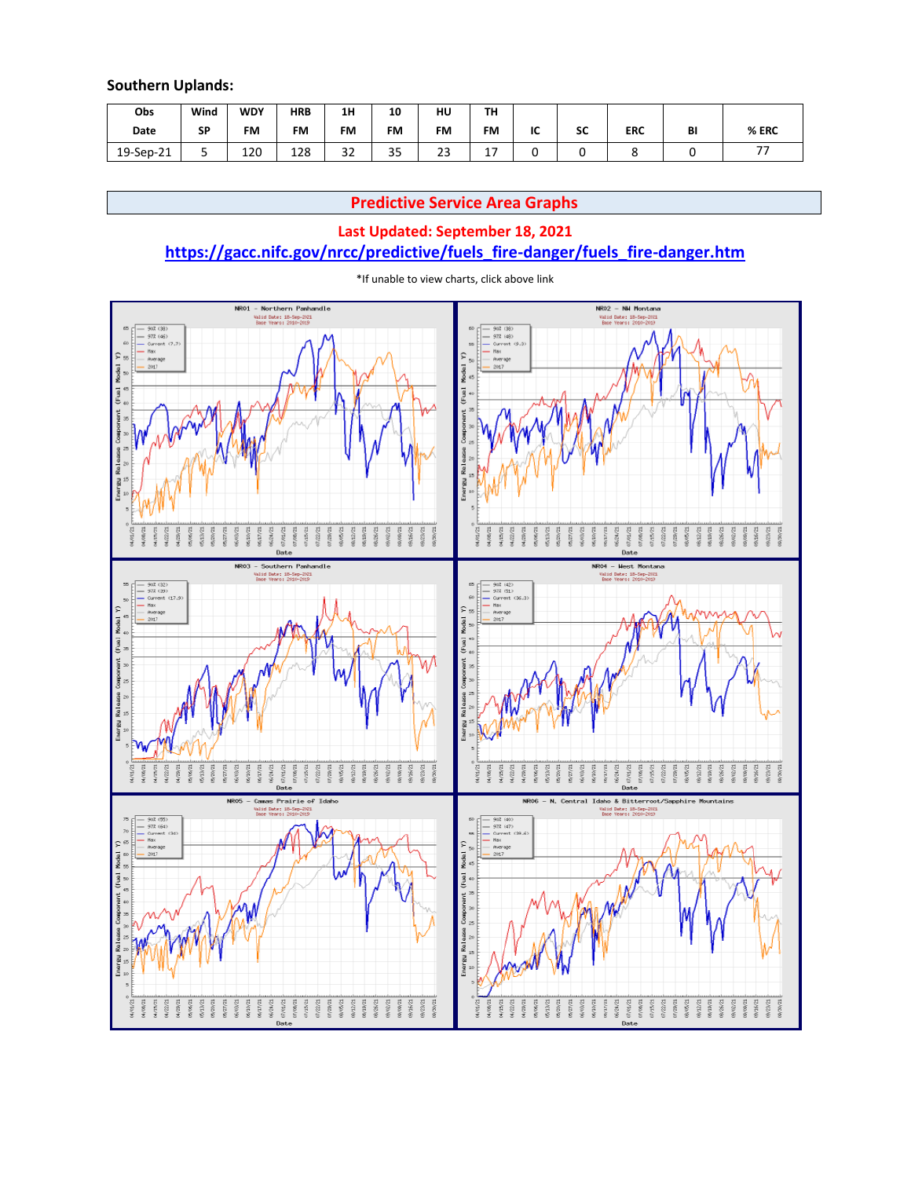**Southern Uplands:**

| Obs Date | Wind SP | WDY FM | HRB FM | 1H FM | 10 FM | HU FM | TH FM | IC | SC | ERC | BI | % ERC |
|---|---|---|---|---|---|---|---|---|---|---|---|---|
| 19-Sep-21 | 5 | 120 | 128 | 32 | 35 | 23 | 17 | 0 | 0 | 8 | 0 | 77 |

## Predictive Service Area Graphs

**Last Updated: September 18, 2021**

**https://gacc.nifc.gov/nrcc/predictive/fuels_fire-danger/fuels_fire-danger.htm**

*If unable to view charts, click above link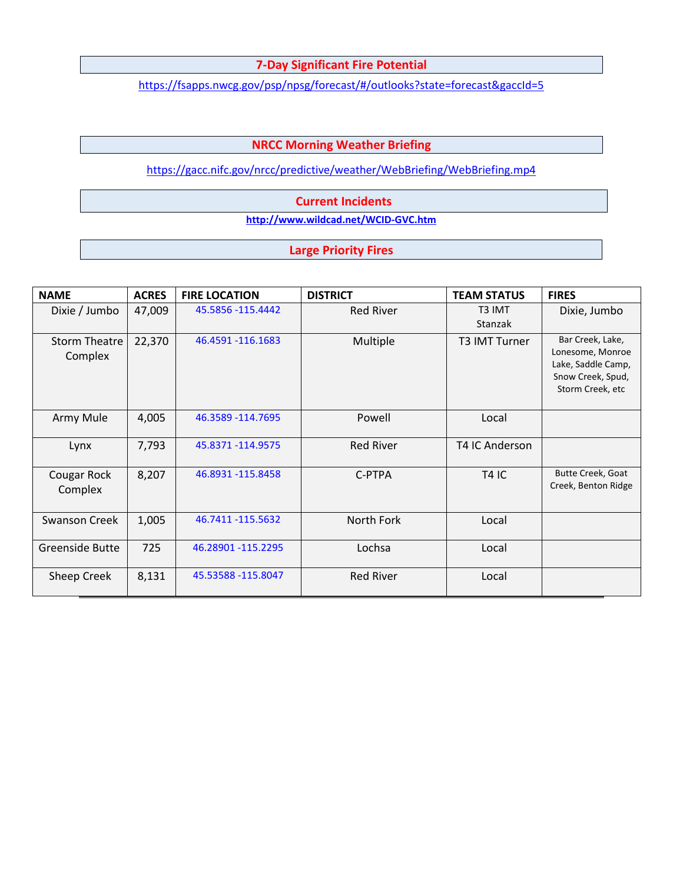## 7-Day Significant Fire Potential

https://fsapps.nwcg.gov/psp/npsg/forecast/#/outlooks?state=forecast&gaccId=5

## NRCC Morning Weather Briefing

https://gacc.nifc.gov/nrcc/predictive/weather/WebBriefing/WebBriefing.mp4

## Current Incidents

**http://www.wildcad.net/WCID-GVC.htm**

## Large Priority Fires

| NAME | ACRES | FIRE LOCATION | DISTRICT | TEAM STATUS | FIRES |
|---|---|---|---|---|---|
| Dixie / Jumbo | 47,009 | 45.5856 -115.4442 | Red River | T3 IMT Stanzak | Dixie, Jumbo |
| Storm Theatre Complex | 22,370 | 46.4591 -116.1683 | Multiple | T3 IMT Turner | Bar Creek, Lake, Lonesome, Monroe Lake, Saddle Camp, Snow Creek, Spud, Storm Creek, etc |
| Army Mule | 4,005 | 46.3589 -114.7695 | Powell | Local | |
| Lynx | 7,793 | 45.8371 -114.9575 | Red River | T4 IC Anderson | |
| Cougar Rock Complex | 8,207 | 46.8931 -115.8458 | C-PTPA | T4 IC | Butte Creek, Goat Creek, Benton Ridge |
| Swanson Creek | 1,005 | 46.7411 -115.5632 | North Fork | Local | |
| Greenside Butte | 725 | 46.28901 -115.2295 | Lochsa | Local | |
| Sheep Creek | 8,131 | 45.53588 -115.8047 | Red River | Local | |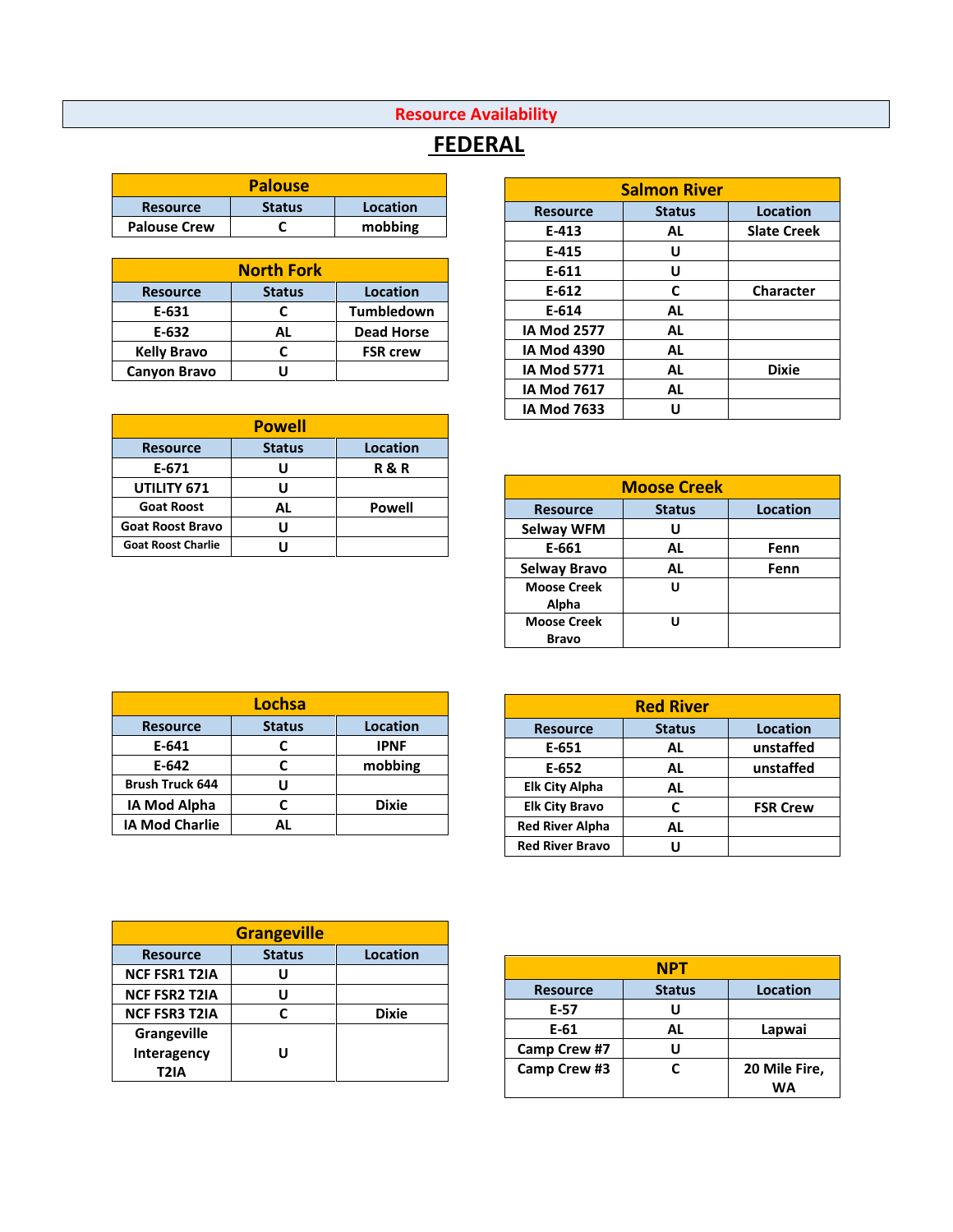# Resource Availability

## FEDERAL

### Palouse

| Resource | Status | Location |
|---|---|---|
| Palouse Crew | C | mobbing |

### North Fork

| Resource | Status | Location |
|---|---|---|
| E-631 | C | Tumbledown |
| E-632 | AL | Dead Horse |
| Kelly Bravo | C | FSR crew |
| Canyon Bravo | U | |

### Powell

| Resource | Status | Location |
|---|---|---|
| E-671 | U | R & R |
| UTILITY 671 | U | |
| Goat Roost | AL | Powell |
| Goat Roost Bravo | U | |
| Goat Roost Charlie | U | |

### Lochsa

| Resource | Status | Location |
|---|---|---|
| E-641 | C | IPNF |
| E-642 | C | mobbing |
| Brush Truck 644 | U | |
| IA Mod Alpha | C | Dixie |
| IA Mod Charlie | AL | |

### Grangeville

| Resource | Status | Location |
|---|---|---|
| NCF FSR1 T2IA | U | |
| NCF FSR2 T2IA | U | |
| NCF FSR3 T2IA | C | Dixie |
| Grangeville Interagency T2IA | U | |

### Salmon River

| Resource | Status | Location |
|---|---|---|
| E-413 | AL | Slate Creek |
| E-415 | U | |
| E-611 | U | |
| E-612 | C | Character |
| E-614 | AL | |
| IA Mod 2577 | AL | |
| IA Mod 4390 | AL | |
| IA Mod 5771 | AL | Dixie |
| IA Mod 7617 | AL | |
| IA Mod 7633 | U | |

### Moose Creek

| Resource | Status | Location |
|---|---|---|
| Selway WFM | U | |
| E-661 | AL | Fenn |
| Selway Bravo | AL | Fenn |
| Moose Creek Alpha | U | |
| Moose Creek Bravo | U | |

### Red River

| Resource | Status | Location |
|---|---|---|
| E-651 | AL | unstaffed |
| E-652 | AL | unstaffed |
| Elk City Alpha | AL | |
| Elk City Bravo | C | FSR Crew |
| Red River Alpha | AL | |
| Red River Bravo | U | |

### NPT

| Resource | Status | Location |
|---|---|---|
| E-57 | U | |
| E-61 | AL | Lapwai |
| Camp Crew #7 | U | |
| Camp Crew #3 | C | 20 Mile Fire, WA |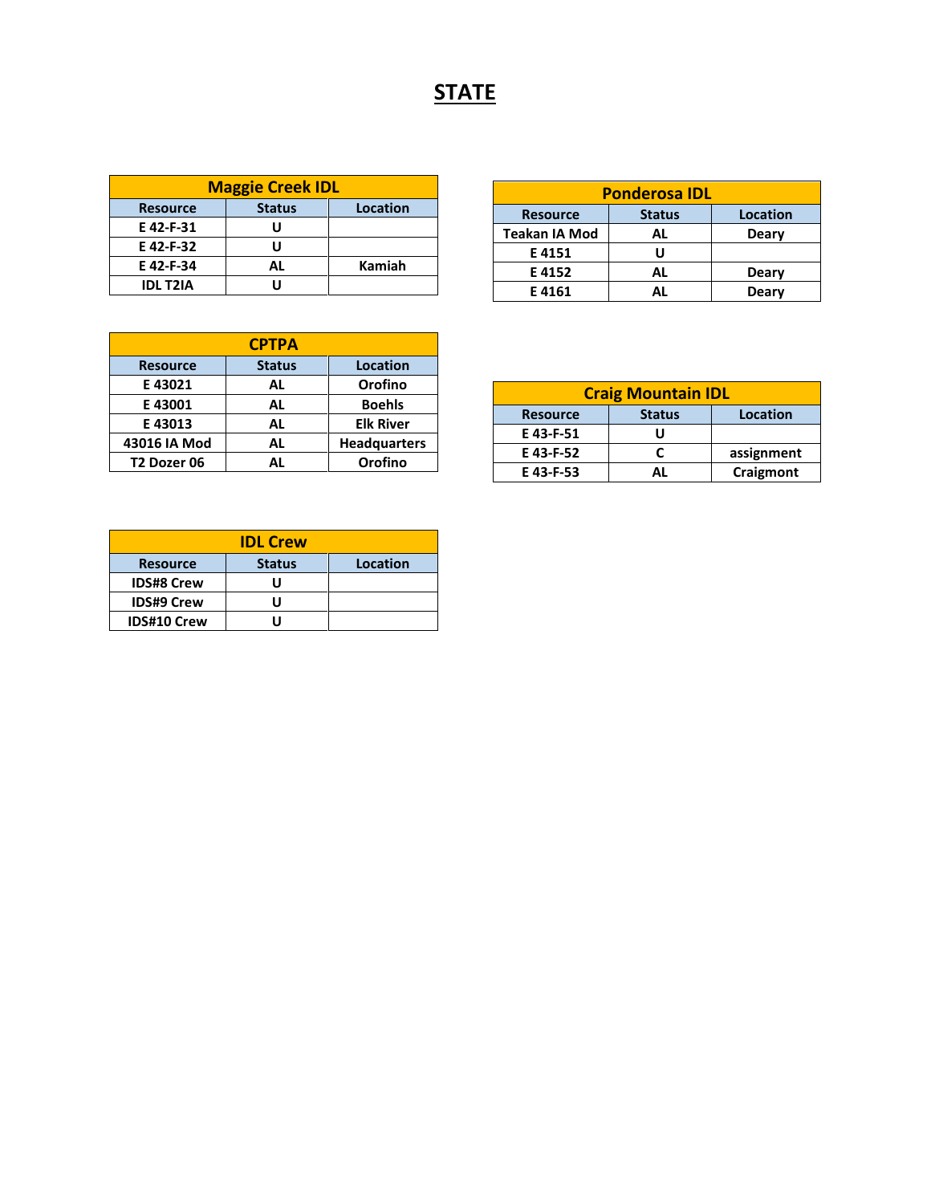# STATE

| Maggie Creek IDL | | |
|---|---|---|
| **Resource** | **Status** | **Location** |
| E 42-F-31 | U | |
| E 42-F-32 | U | |
| E 42-F-34 | AL | Kamiah |
| IDL T2IA | U | |

| Ponderosa IDL | | |
|---|---|---|
| **Resource** | **Status** | **Location** |
| Teakan IA Mod | AL | Deary |
| E 4151 | U | |
| E 4152 | AL | Deary |
| E 4161 | AL | Deary |

| CPTPA | | |
|---|---|---|
| **Resource** | **Status** | **Location** |
| E 43021 | AL | Orofino |
| E 43001 | AL | Boehls |
| E 43013 | AL | Elk River |
| 43016 IA Mod | AL | Headquarters |
| T2 Dozer 06 | AL | Orofino |

| Craig Mountain IDL | | |
|---|---|---|
| **Resource** | **Status** | **Location** |
| E 43-F-51 | U | |
| E 43-F-52 | C | assignment |
| E 43-F-53 | AL | Craigmont |

| IDL Crew | | |
|---|---|---|
| **Resource** | **Status** | **Location** |
| IDS#8 Crew | U | |
| IDS#9 Crew | U | |
| IDS#10 Crew | U | |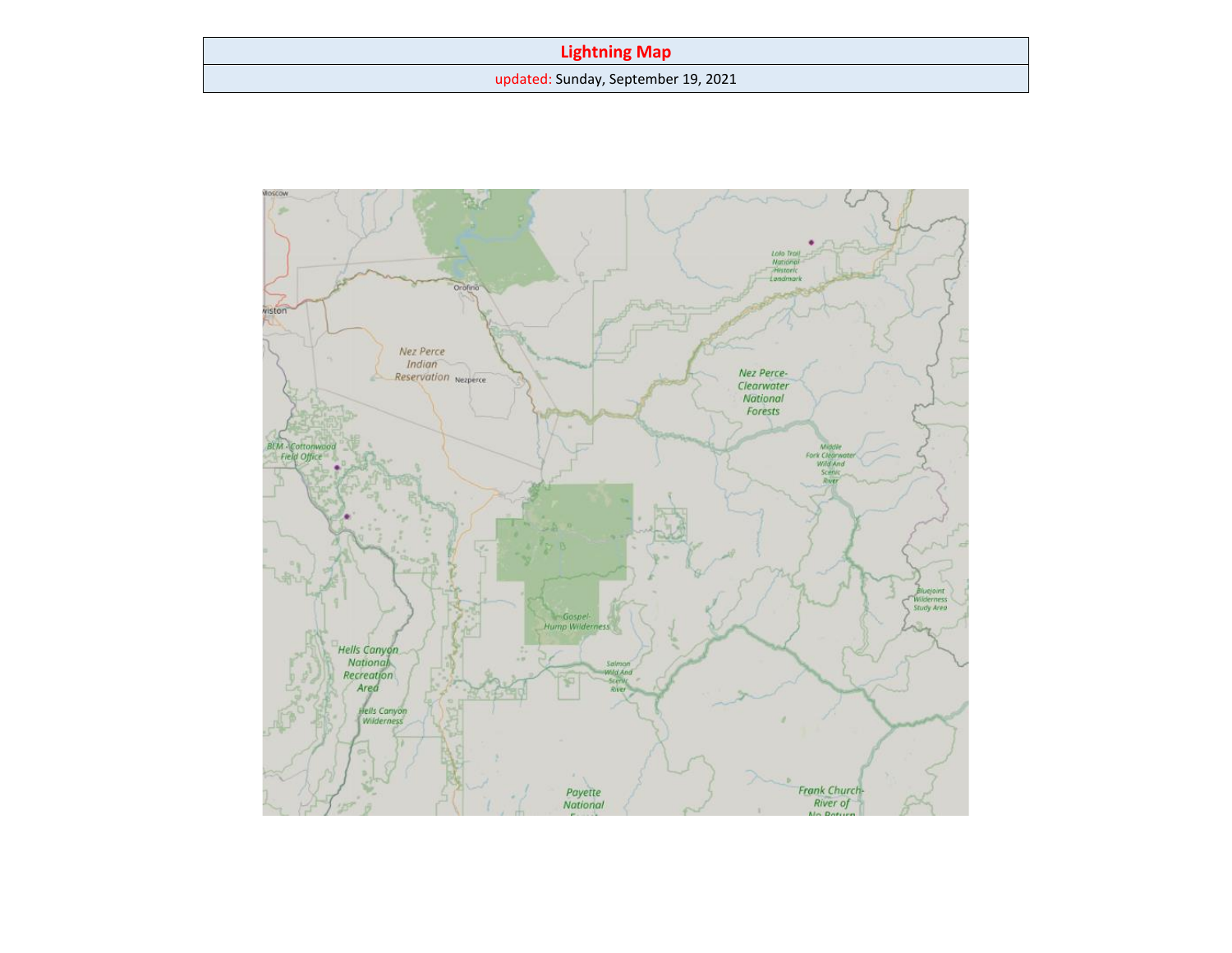| Lightning Map |
| --- |
| updated: Sunday, September 19, 2021 |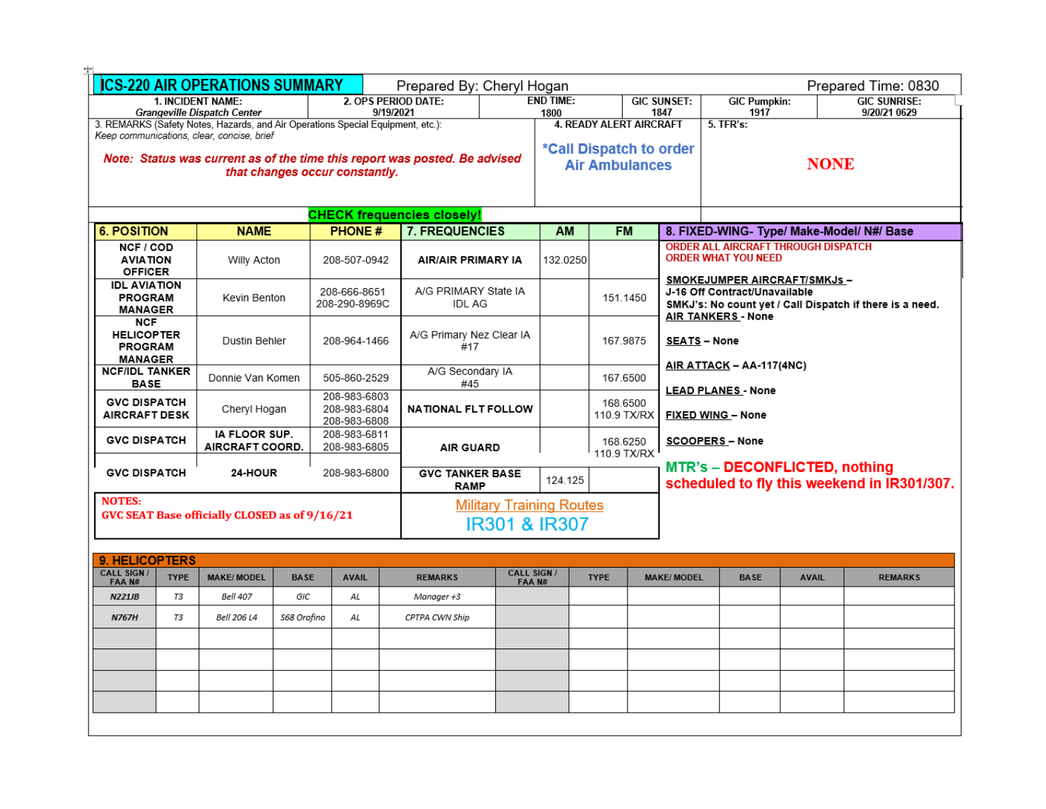# ICS-220 AIR OPERATIONS SUMMARY

Prepared By: Cheryl Hogan

Prepared Time: 0830

| 1. INCIDENT NAME: | 2. OPS PERIOD DATE: | END TIME: | GIC SUNSET: | GIC Pumpkin: | GIC SUNRISE: |
|---|---|---|---|---|---|
| *Grangeville Dispatch Center* | 9/19/2021 | 1800 | 1847 | 1917 | 9/20/21 0629 |

**3. REMARKS** (Safety Notes, Hazards, and Air Operations Special Equipment, etc.):
*Keep communications, clear, concise, brief*

***Note: Status was current as of the time this report was posted. Be advised that changes occur constantly.***

**4. READY ALERT AIRCRAFT**

***Call Dispatch to order Air Ambulances**

**5. TFR's:**

**NONE**

**CHECK frequencies closely!**

| 6. POSITION | NAME | PHONE # | 7. FREQUENCIES | AM | FM |
|---|---|---|---|---|---|
| NCF / COD AVIATION OFFICER | Willy Acton | 208-507-0942 | AIR/AIR PRIMARY IA | 132.0250 | |
| IDL AVIATION PROGRAM MANAGER | Kevin Benton | 208-666-8651<br>208-290-8969C | A/G PRIMARY State IA IDL AG | | 151.1450 |
| NCF HELICOPTER PROGRAM MANAGER | Dustin Behler | 208-964-1466 | A/G Primary Nez Clear IA #17 | | 167.9875 |
| NCF/IDL TANKER BASE | Donnie Van Komen | 505-860-2529 | A/G Secondary IA #45 | | 167.6500 |
| GVC DISPATCH AIRCRAFT DESK | Cheryl Hogan | 208-983-6803<br>208-983-6804<br>208-983-6808 | NATIONAL FLT FOLLOW | | 168.6500<br>110.9 TX/RX |
| GVC DISPATCH | IA FLOOR SUP. AIRCRAFT COORD. | 208-983-6811<br>208-983-6805 | AIR GUARD | | 168.6250<br>110.9 TX/RX |
| GVC DISPATCH | 24-HOUR | 208-983-6800 | GVC TANKER BASE RAMP | 124.125 | |

**NOTES:**
**GVC SEAT Base officially CLOSED as of 9/16/21**

Military Training Routes
IR301 & IR307

**8. FIXED-WING- Type/ Make-Model/ N#/ Base**

**ORDER ALL AIRCRAFT THROUGH DISPATCH**
**ORDER WHAT YOU NEED**

**SMOKEJUMPER AIRCRAFT/SMKJs –**
**J-16 Off Contract/Unavailable**
**SMKJ's: No count yet / Call Dispatch if there is a need.**

**AIR TANKERS - None**

**SEATS – None**

**AIR ATTACK – AA-117(4NC)**

**LEAD PLANES - None**

**FIXED WING – None**

**SCOOPERS – None**

**MTR's – DECONFLICTED, nothing scheduled to fly this weekend in IR301/307.**

**9. HELICOPTERS**

| CALL SIGN / FAA N# | TYPE | MAKE/ MODEL | BASE | AVAIL | REMARKS | CALL SIGN / FAA N# | TYPE | MAKE/ MODEL | BASE | AVAIL | REMARKS |
|---|---|---|---|---|---|---|---|---|---|---|---|
| *N221JB* | *T3* | *Bell 407* | *GIC* | *AL* | *Manager +3* | | | | | | |
| *N767H* | *T3* | *Bell 206 L4* | *S68 Orofino* | *AL* | *CPTPA CWN Ship* | | | | | | |
| | | | | | | | | | | | |
| | | | | | | | | | | | |
| | | | | | | | | | | | |
| | | | | | | | | | | | |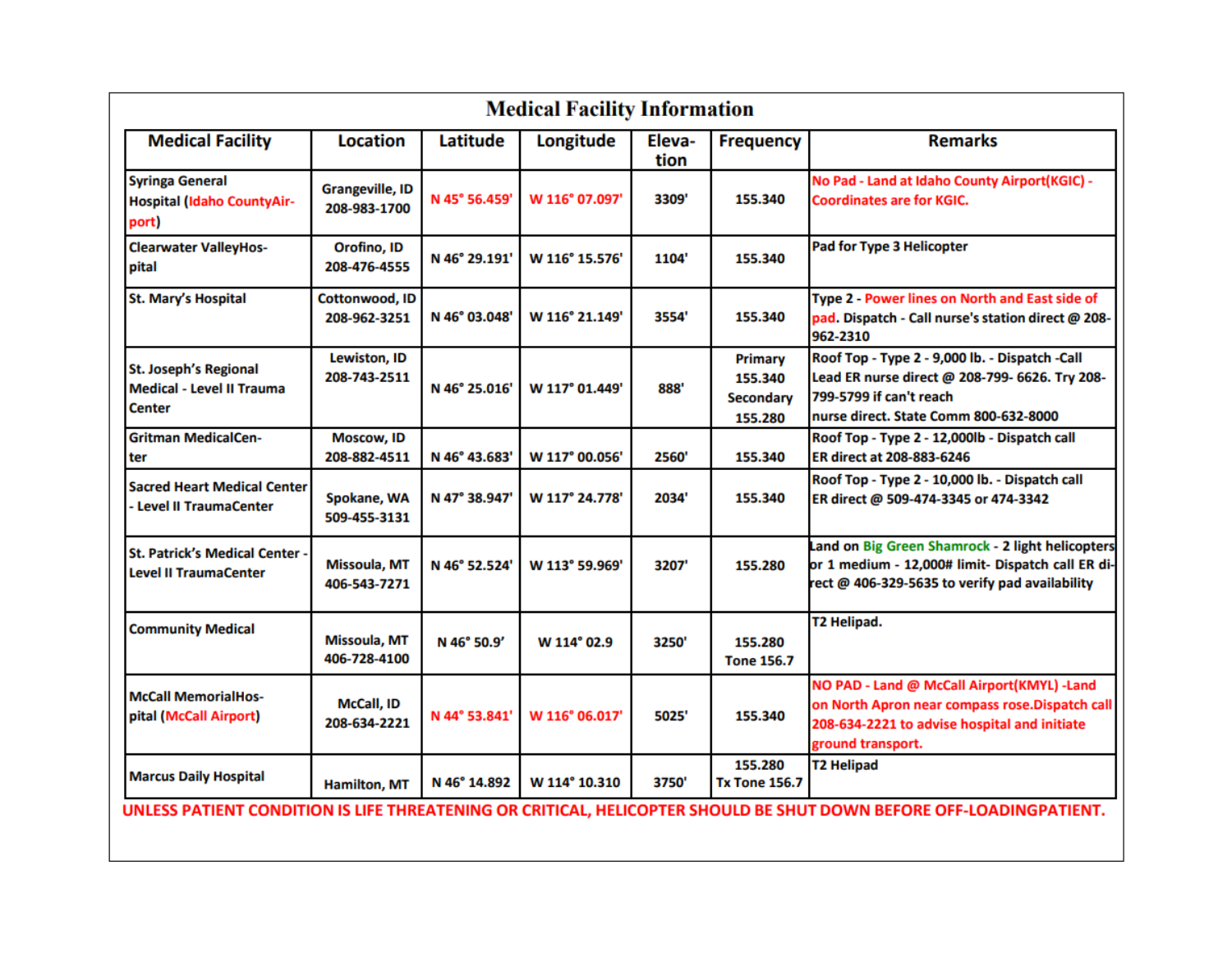# Medical Facility Information

| Medical Facility | Location | Latitude | Longitude | Elevation | Frequency | Remarks |
|---|---|---|---|---|---|---|
| Syringa General Hospital (Idaho CountyAir-port) | Grangeville, ID 208-983-1700 | N 45° 56.459' | W 116° 07.097' | 3309' | 155.340 | No Pad - Land at Idaho County Airport(KGIC) - Coordinates are for KGIC. |
| Clearwater ValleyHos-pital | Orofino, ID 208-476-4555 | N 46° 29.191' | W 116° 15.576' | 1104' | 155.340 | Pad for Type 3 Helicopter |
| St. Mary's Hospital | Cottonwood, ID 208-962-3251 | N 46° 03.048' | W 116° 21.149' | 3554' | 155.340 | Type 2 - Power lines on North and East side of pad. Dispatch - Call nurse's station direct @ 208-962-2310 |
| St. Joseph's Regional Medical - Level II Trauma Center | Lewiston, ID 208-743-2511 | N 46° 25.016' | W 117° 01.449' | 888' | Primary 155.340 Secondary 155.280 | Roof Top - Type 2 - 9,000 lb. - Dispatch -Call Lead ER nurse direct @ 208-799- 6626. Try 208-799-5799 if can't reach nurse direct. State Comm 800-632-8000 |
| Gritman MedicalCen-ter | Moscow, ID 208-882-4511 | N 46° 43.683' | W 117° 00.056' | 2560' | 155.340 | Roof Top - Type 2 - 12,000lb - Dispatch call ER direct at 208-883-6246 |
| Sacred Heart Medical Center - Level II TraumaCenter | Spokane, WA 509-455-3131 | N 47° 38.947' | W 117° 24.778' | 2034' | 155.340 | Roof Top - Type 2 - 10,000 lb. - Dispatch call ER direct @ 509-474-3345 or 474-3342 |
| St. Patrick's Medical Center - Level II TraumaCenter | Missoula, MT 406-543-7271 | N 46° 52.524' | W 113° 59.969' | 3207' | 155.280 | Land on Big Green Shamrock - 2 light helicopters or 1 medium - 12,000# limit- Dispatch call ER di-rect @ 406-329-5635 to verify pad availability |
| Community Medical | Missoula, MT 406-728-4100 | N 46° 50.9' | W 114° 02.9 | 3250' | 155.280 Tone 156.7 | T2 Helipad. |
| McCall MemorialHos-pital (McCall Airport) | McCall, ID 208-634-2221 | N 44° 53.841' | W 116° 06.017' | 5025' | 155.340 | NO PAD - Land @ McCall Airport(KMYL) -Land on North Apron near compass rose.Dispatch call 208-634-2221 to advise hospital and initiate ground transport. |
| Marcus Daily Hospital | Hamilton, MT | N 46° 14.892 | W 114° 10.310 | 3750' | 155.280 Tx Tone 156.7 | T2 Helipad |

UNLESS PATIENT CONDITION IS LIFE THREATENING OR CRITICAL, HELICOPTER SHOULD BE SHUT DOWN BEFORE OFF-LOADINGPATIENT.